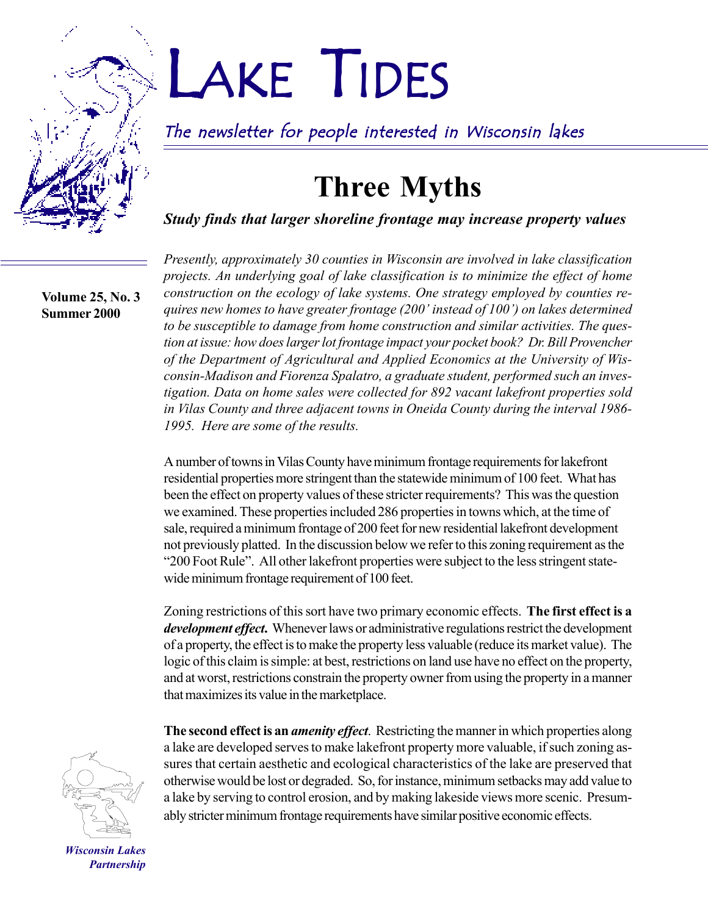# LAKE TIDES

*The newsletter for people interested in Wisconsin lakes*

**Volume 25, No. 3**
**Summer 2000**

## Three Myths

***Study finds that larger shoreline frontage may increase property values***

*Presently, approximately 30 counties in Wisconsin are involved in lake classification projects. An underlying goal of lake classification is to minimize the effect of home construction on the ecology of lake systems. One strategy employed by counties requires new homes to have greater frontage (200' instead of 100') on lakes determined to be susceptible to damage from home construction and similar activities. The question at issue: how does larger lot frontage impact your pocket book? Dr. Bill Provencher of the Department of Agricultural and Applied Economics at the University of Wisconsin-Madison and Fiorenza Spalatro, a graduate student, performed such an investigation. Data on home sales were collected for 892 vacant lakefront properties sold in Vilas County and three adjacent towns in Oneida County during the interval 1986-1995. Here are some of the results.*

A number of towns in Vilas County have minimum frontage requirements for lakefront residential properties more stringent than the statewide minimum of 100 feet. What has been the effect on property values of these stricter requirements? This was the question we examined. These properties included 286 properties in towns which, at the time of sale, required a minimum frontage of 200 feet for new residential lakefront development not previously platted. In the discussion below we refer to this zoning requirement as the "200 Foot Rule". All other lakefront properties were subject to the less stringent statewide minimum frontage requirement of 100 feet.

Zoning restrictions of this sort have two primary economic effects. **The first effect is a *development effect*.** Whenever laws or administrative regulations restrict the development of a property, the effect is to make the property less valuable (reduce its market value). The logic of this claim is simple: at best, restrictions on land use have no effect on the property, and at worst, restrictions constrain the property owner from using the property in a manner that maximizes its value in the marketplace.

**The second effect is an *amenity effect*.** Restricting the manner in which properties along a lake are developed serves to make lakefront property more valuable, if such zoning assures that certain aesthetic and ecological characteristics of the lake are preserved that otherwise would be lost or degraded. So, for instance, minimum setbacks may add value to a lake by serving to control erosion, and by making lakeside views more scenic. Presumably stricter minimum frontage requirements have similar positive economic effects.

*Wisconsin Lakes Partnership*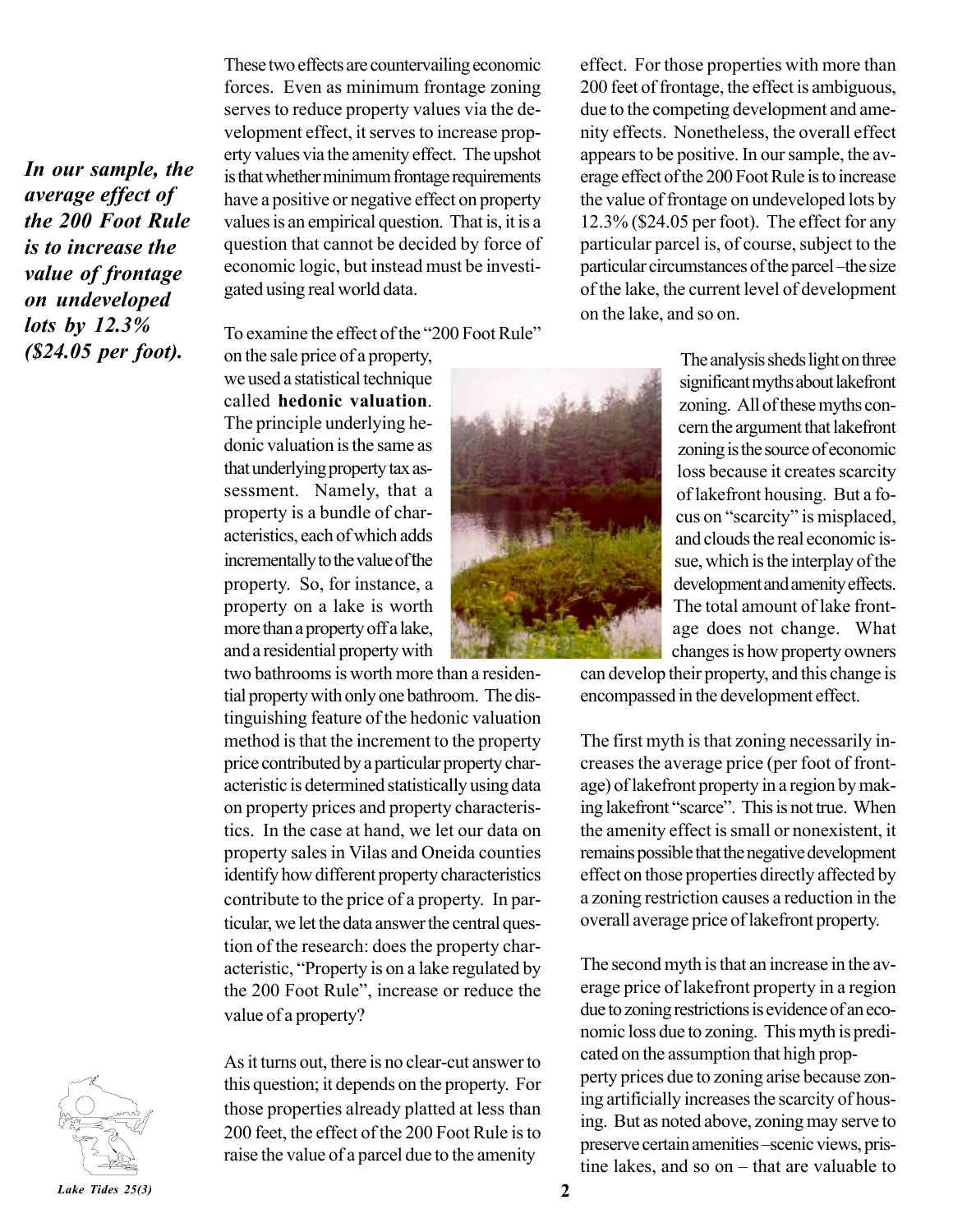*In our sample, the average effect of the 200 Foot Rule is to increase the value of frontage on undeveloped lots by 12.3% ($24.05 per foot).*

These two effects are countervailing economic forces. Even as minimum frontage zoning serves to reduce property values via the development effect, it serves to increase property values via the amenity effect. The upshot is that whether minimum frontage requirements have a positive or negative effect on property values is an empirical question. That is, it is a question that cannot be decided by force of economic logic, but instead must be investigated using real world data.

To examine the effect of the "200 Foot Rule" on the sale price of a property, we used a statistical technique called **hedonic valuation**. The principle underlying hedonic valuation is the same as that underlying property tax assessment. Namely, that a property is a bundle of characteristics, each of which adds incrementally to the value of the property. So, for instance, a property on a lake is worth more than a property off a lake, and a residential property with two bathrooms is worth more than a residential property with only one bathroom. The distinguishing feature of the hedonic valuation method is that the increment to the property price contributed by a particular property characteristic is determined statistically using data on property prices and property characteristics. In the case at hand, we let our data on property sales in Vilas and Oneida counties identify how different property characteristics contribute to the price of a property. In particular, we let the data answer the central question of the research: does the property characteristic, "Property is on a lake regulated by the 200 Foot Rule", increase or reduce the value of a property?

As it turns out, there is no clear-cut answer to this question; it depends on the property. For those properties already platted at less than 200 feet, the effect of the 200 Foot Rule is to raise the value of a parcel due to the amenity effect. For those properties with more than 200 feet of frontage, the effect is ambiguous, due to the competing development and amenity effects. Nonetheless, the overall effect appears to be positive. In our sample, the average effect of the 200 Foot Rule is to increase the value of frontage on undeveloped lots by 12.3% ($24.05 per foot). The effect for any particular parcel is, of course, subject to the particular circumstances of the parcel –the size of the lake, the current level of development on the lake, and so on.

The analysis sheds light on three significant myths about lakefront zoning. All of these myths concern the argument that lakefront zoning is the source of economic loss because it creates scarcity of lakefront housing. But a focus on "scarcity" is misplaced, and clouds the real economic issue, which is the interplay of the development and amenity effects. The total amount of lake frontage does not change. What changes is how property owners can develop their property, and this change is encompassed in the development effect.

The first myth is that zoning necessarily increases the average price (per foot of frontage) of lakefront property in a region by making lakefront "scarce". This is not true. When the amenity effect is small or nonexistent, it remains possible that the negative development effect on those properties directly affected by a zoning restriction causes a reduction in the overall average price of lakefront property.

The second myth is that an increase in the average price of lakefront property in a region due to zoning restrictions is evidence of an economic loss due to zoning. This myth is predicated on the assumption that high property prices due to zoning arise because zoning artificially increases the scarcity of housing. But as noted above, zoning may serve to preserve certain amenities –scenic views, pristine lakes, and so on – that are valuable to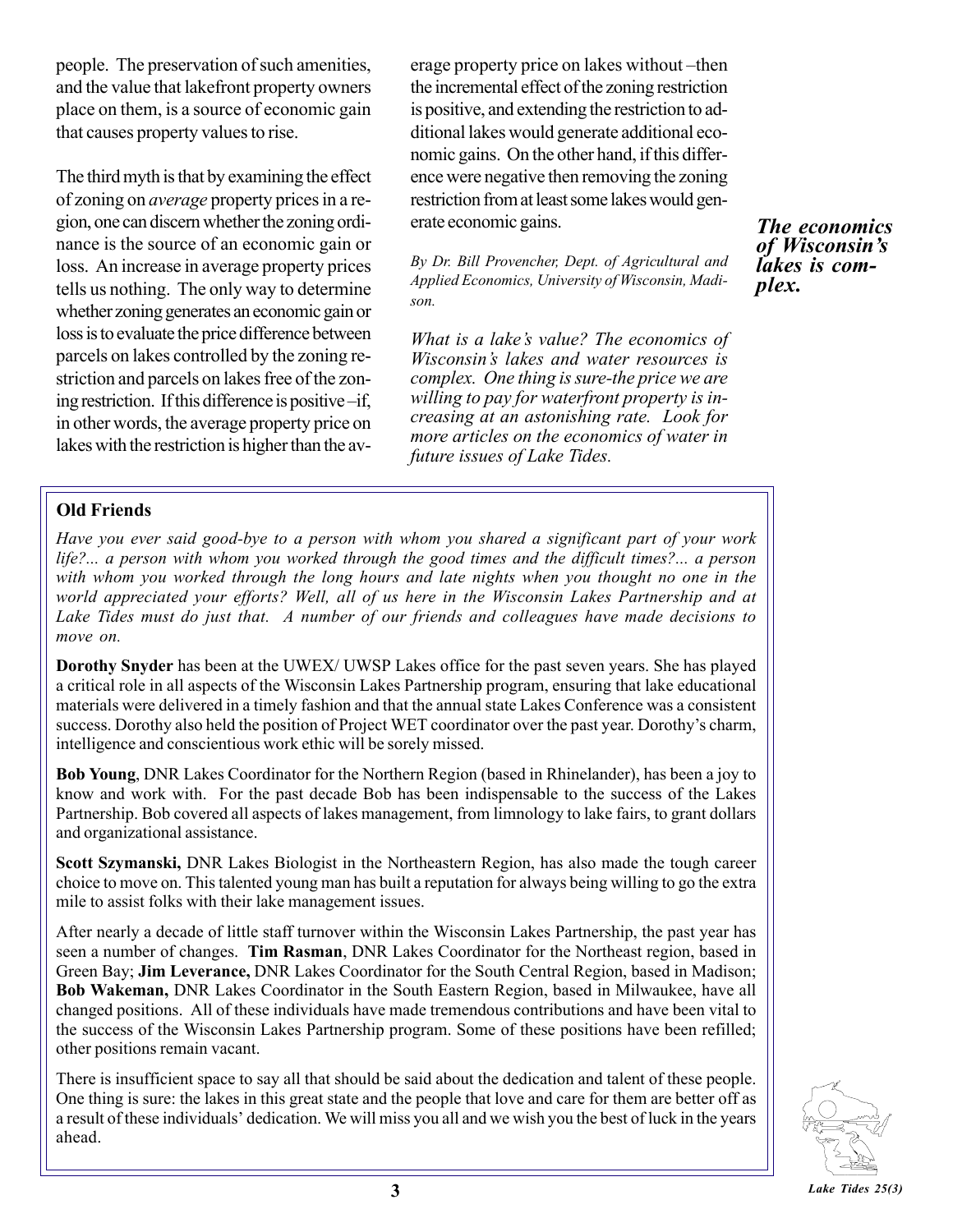people. The preservation of such amenities, and the value that lakefront property owners place on them, is a source of economic gain that causes property values to rise.

The third myth is that by examining the effect of zoning on *average* property prices in a region, one can discern whether the zoning ordinance is the source of an economic gain or loss. An increase in average property prices tells us nothing. The only way to determine whether zoning generates an economic gain or loss is to evaluate the price difference between parcels on lakes controlled by the zoning restriction and parcels on lakes free of the zoning restriction. If this difference is positive –if, in other words, the average property price on lakes with the restriction is higher than the average property price on lakes without –then the incremental effect of the zoning restriction is positive, and extending the restriction to additional lakes would generate additional economic gains. On the other hand, if this difference were negative then removing the zoning restriction from at least some lakes would generate economic gains.

*By Dr. Bill Provencher, Dept. of Agricultural and Applied Economics, University of Wisconsin, Madison.*

*What is a lake's value? The economics of Wisconsin's lakes and water resources is complex. One thing is sure-the price we are willing to pay for waterfront property is increasing at an astonishing rate. Look for more articles on the economics of water in future issues of Lake Tides.*

***The economics of Wisconsin's lakes is complex.***

**Old Friends**

*Have you ever said good-bye to a person with whom you shared a significant part of your work life?... a person with whom you worked through the good times and the difficult times?... a person with whom you worked through the long hours and late nights when you thought no one in the world appreciated your efforts? Well, all of us here in the Wisconsin Lakes Partnership and at Lake Tides must do just that. A number of our friends and colleagues have made decisions to move on.*

**Dorothy Snyder** has been at the UWEX/ UWSP Lakes office for the past seven years. She has played a critical role in all aspects of the Wisconsin Lakes Partnership program, ensuring that lake educational materials were delivered in a timely fashion and that the annual state Lakes Conference was a consistent success. Dorothy also held the position of Project WET coordinator over the past year. Dorothy's charm, intelligence and conscientious work ethic will be sorely missed.

**Bob Young**, DNR Lakes Coordinator for the Northern Region (based in Rhinelander), has been a joy to know and work with. For the past decade Bob has been indispensable to the success of the Lakes Partnership. Bob covered all aspects of lakes management, from limnology to lake fairs, to grant dollars and organizational assistance.

**Scott Szymanski,** DNR Lakes Biologist in the Northeastern Region, has also made the tough career choice to move on. This talented young man has built a reputation for always being willing to go the extra mile to assist folks with their lake management issues.

After nearly a decade of little staff turnover within the Wisconsin Lakes Partnership, the past year has seen a number of changes. **Tim Rasman**, DNR Lakes Coordinator for the Northeast region, based in Green Bay; **Jim Leverance,** DNR Lakes Coordinator for the South Central Region, based in Madison; **Bob Wakeman,** DNR Lakes Coordinator in the South Eastern Region, based in Milwaukee, have all changed positions. All of these individuals have made tremendous contributions and have been vital to the success of the Wisconsin Lakes Partnership program. Some of these positions have been refilled; other positions remain vacant.

There is insufficient space to say all that should be said about the dedication and talent of these people. One thing is sure: the lakes in this great state and the people that love and care for them are better off as a result of these individuals' dedication. We will miss you all and we wish you the best of luck in the years ahead.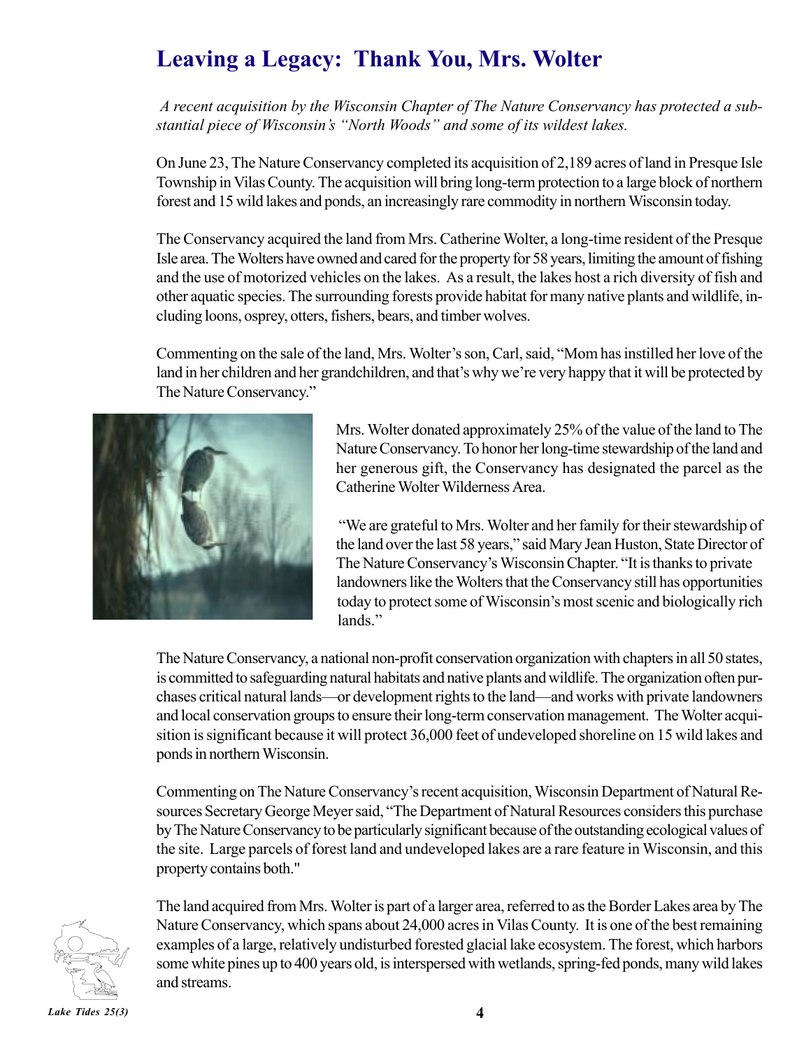# Leaving a Legacy: Thank You, Mrs. Wolter

*A recent acquisition by the Wisconsin Chapter of The Nature Conservancy has protected a substantial piece of Wisconsin's "North Woods" and some of its wildest lakes.*

On June 23, The Nature Conservancy completed its acquisition of 2,189 acres of land in Presque Isle Township in Vilas County. The acquisition will bring long-term protection to a large block of northern forest and 15 wild lakes and ponds, an increasingly rare commodity in northern Wisconsin today.

The Conservancy acquired the land from Mrs. Catherine Wolter, a long-time resident of the Presque Isle area. The Wolters have owned and cared for the property for 58 years, limiting the amount of fishing and the use of motorized vehicles on the lakes. As a result, the lakes host a rich diversity of fish and other aquatic species. The surrounding forests provide habitat for many native plants and wildlife, including loons, osprey, otters, fishers, bears, and timber wolves.

Commenting on the sale of the land, Mrs. Wolter's son, Carl, said, "Mom has instilled her love of the land in her children and her grandchildren, and that's why we're very happy that it will be protected by The Nature Conservancy."

Mrs. Wolter donated approximately 25% of the value of the land to The Nature Conservancy. To honor her long-time stewardship of the land and her generous gift, the Conservancy has designated the parcel as the Catherine Wolter Wilderness Area.

"We are grateful to Mrs. Wolter and her family for their stewardship of the land over the last 58 years," said Mary Jean Huston, State Director of The Nature Conservancy's Wisconsin Chapter. "It is thanks to private landowners like the Wolters that the Conservancy still has opportunities today to protect some of Wisconsin's most scenic and biologically rich lands."

The Nature Conservancy, a national non-profit conservation organization with chapters in all 50 states, is committed to safeguarding natural habitats and native plants and wildlife. The organization often purchases critical natural lands—or development rights to the land—and works with private landowners and local conservation groups to ensure their long-term conservation management. The Wolter acquisition is significant because it will protect 36,000 feet of undeveloped shoreline on 15 wild lakes and ponds in northern Wisconsin.

Commenting on The Nature Conservancy's recent acquisition, Wisconsin Department of Natural Resources Secretary George Meyer said, "The Department of Natural Resources considers this purchase by The Nature Conservancy to be particularly significant because of the outstanding ecological values of the site. Large parcels of forest land and undeveloped lakes are a rare feature in Wisconsin, and this property contains both."

The land acquired from Mrs. Wolter is part of a larger area, referred to as the Border Lakes area by The Nature Conservancy, which spans about 24,000 acres in Vilas County. It is one of the best remaining examples of a large, relatively undisturbed forested glacial lake ecosystem. The forest, which harbors some white pines up to 400 years old, is interspersed with wetlands, spring-fed ponds, many wild lakes and streams.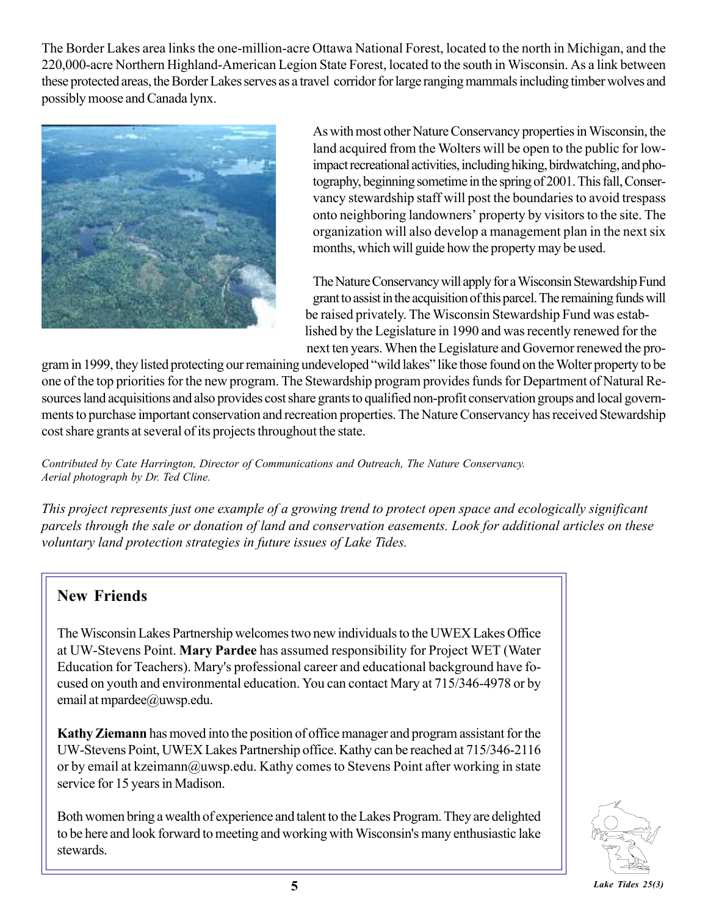The Border Lakes area links the one-million-acre Ottawa National Forest, located to the north in Michigan, and the 220,000-acre Northern Highland-American Legion State Forest, located to the south in Wisconsin. As a link between these protected areas, the Border Lakes serves as a travel corridor for large ranging mammals including timber wolves and possibly moose and Canada lynx.

As with most other Nature Conservancy properties in Wisconsin, the land acquired from the Wolters will be open to the public for low-impact recreational activities, including hiking, birdwatching, and photography, beginning sometime in the spring of 2001. This fall, Conservancy stewardship staff will post the boundaries to avoid trespass onto neighboring landowners' property by visitors to the site. The organization will also develop a management plan in the next six months, which will guide how the property may be used.

The Nature Conservancy will apply for a Wisconsin Stewardship Fund grant to assist in the acquisition of this parcel. The remaining funds will be raised privately. The Wisconsin Stewardship Fund was established by the Legislature in 1990 and was recently renewed for the next ten years. When the Legislature and Governor renewed the program in 1999, they listed protecting our remaining undeveloped "wild lakes" like those found on the Wolter property to be one of the top priorities for the new program. The Stewardship program provides funds for Department of Natural Resources land acquisitions and also provides cost share grants to qualified non-profit conservation groups and local governments to purchase important conservation and recreation properties. The Nature Conservancy has received Stewardship cost share grants at several of its projects throughout the state.

*Contributed by Cate Harrington, Director of Communications and Outreach, The Nature Conservancy. Aerial photograph by Dr. Ted Cline.*

*This project represents just one example of a growing trend to protect open space and ecologically significant parcels through the sale or donation of land and conservation easements. Look for additional articles on these voluntary land protection strategies in future issues of Lake Tides.*

## New Friends

The Wisconsin Lakes Partnership welcomes two new individuals to the UWEX Lakes Office at UW-Stevens Point. **Mary Pardee** has assumed responsibility for Project WET (Water Education for Teachers). Mary's professional career and educational background have focused on youth and environmental education. You can contact Mary at 715/346-4978 or by email at mpardee@uwsp.edu.

**Kathy Ziemann** has moved into the position of office manager and program assistant for the UW-Stevens Point, UWEX Lakes Partnership office. Kathy can be reached at 715/346-2116 or by email at kzeimann@uwsp.edu. Kathy comes to Stevens Point after working in state service for 15 years in Madison.

Both women bring a wealth of experience and talent to the Lakes Program. They are delighted to be here and look forward to meeting and working with Wisconsin's many enthusiastic lake stewards.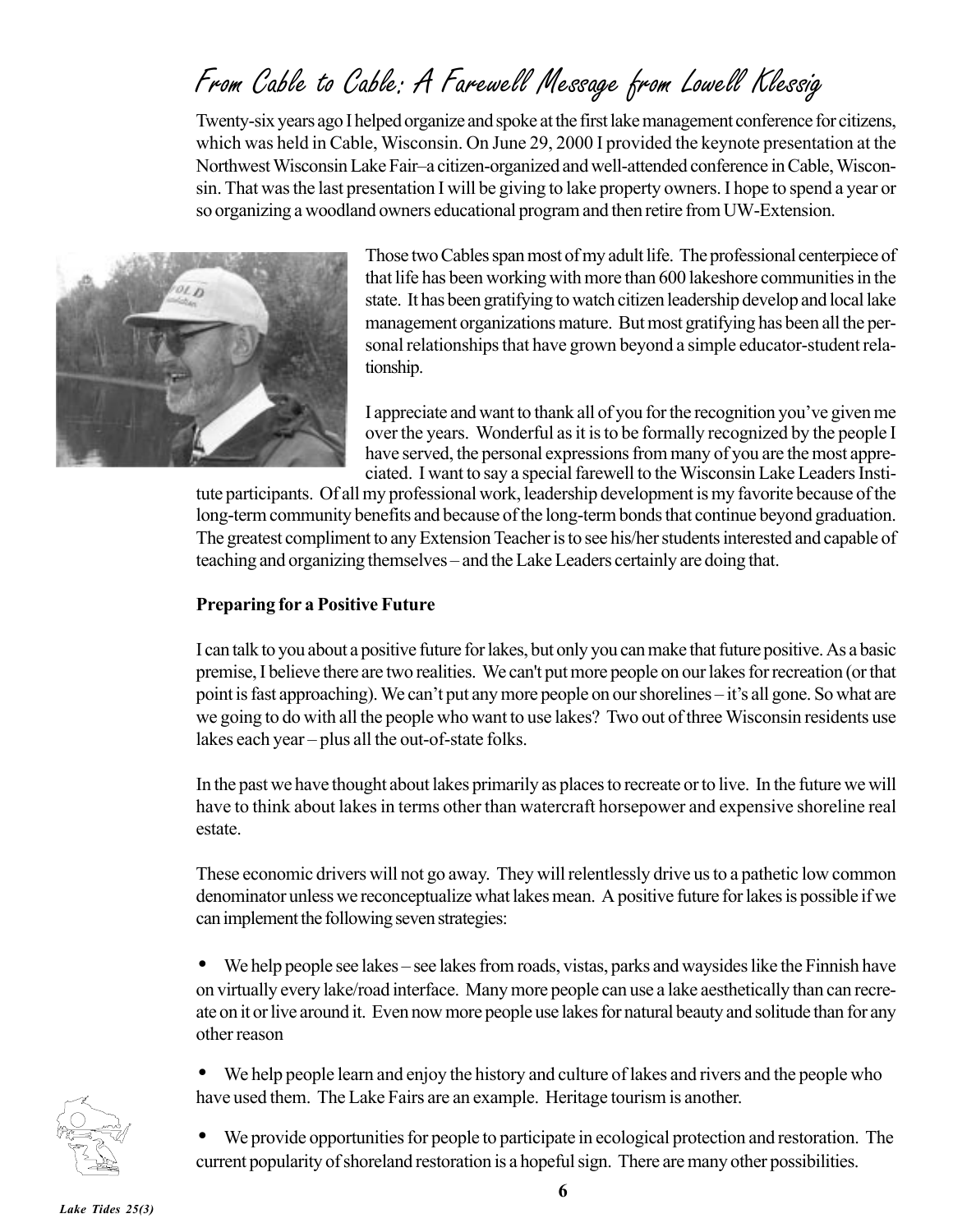# From Cable to Cable: A Farewell Message from Lowell Klessig

Twenty-six years ago I helped organize and spoke at the first lake management conference for citizens, which was held in Cable, Wisconsin. On June 29, 2000 I provided the keynote presentation at the Northwest Wisconsin Lake Fair–a citizen-organized and well-attended conference in Cable, Wisconsin. That was the last presentation I will be giving to lake property owners. I hope to spend a year or so organizing a woodland owners educational program and then retire from UW-Extension.

Those two Cables span most of my adult life. The professional centerpiece of that life has been working with more than 600 lakeshore communities in the state. It has been gratifying to watch citizen leadership develop and local lake management organizations mature. But most gratifying has been all the personal relationships that have grown beyond a simple educator-student relationship.

I appreciate and want to thank all of you for the recognition you've given me over the years. Wonderful as it is to be formally recognized by the people I have served, the personal expressions from many of you are the most appreciated. I want to say a special farewell to the Wisconsin Lake Leaders Institute participants. Of all my professional work, leadership development is my favorite because of the long-term community benefits and because of the long-term bonds that continue beyond graduation. The greatest compliment to any Extension Teacher is to see his/her students interested and capable of teaching and organizing themselves – and the Lake Leaders certainly are doing that.

**Preparing for a Positive Future**

I can talk to you about a positive future for lakes, but only you can make that future positive. As a basic premise, I believe there are two realities. We can't put more people on our lakes for recreation (or that point is fast approaching). We can't put any more people on our shorelines – it's all gone. So what are we going to do with all the people who want to use lakes? Two out of three Wisconsin residents use lakes each year – plus all the out-of-state folks.

In the past we have thought about lakes primarily as places to recreate or to live. In the future we will have to think about lakes in terms other than watercraft horsepower and expensive shoreline real estate.

These economic drivers will not go away. They will relentlessly drive us to a pathetic low common denominator unless we reconceptualize what lakes mean. A positive future for lakes is possible if we can implement the following seven strategies:

- We help people see lakes – see lakes from roads, vistas, parks and waysides like the Finnish have on virtually every lake/road interface. Many more people can use a lake aesthetically than can recreate on it or live around it. Even now more people use lakes for natural beauty and solitude than for any other reason
- We help people learn and enjoy the history and culture of lakes and rivers and the people who have used them. The Lake Fairs are an example. Heritage tourism is another.
- We provide opportunities for people to participate in ecological protection and restoration. The current popularity of shoreland restoration is a hopeful sign. There are many other possibilities.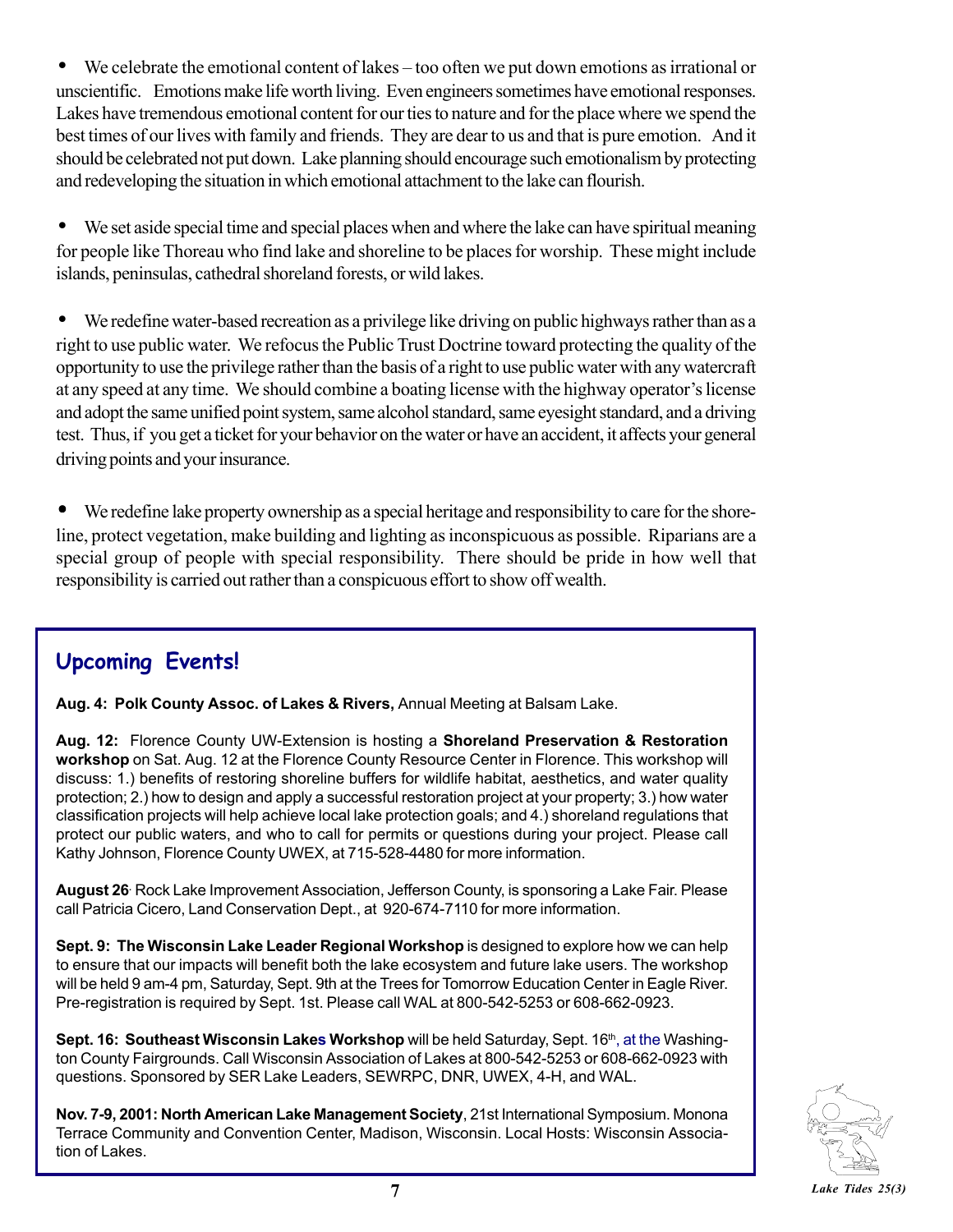- We celebrate the emotional content of lakes – too often we put down emotions as irrational or unscientific. Emotions make life worth living. Even engineers sometimes have emotional responses. Lakes have tremendous emotional content for our ties to nature and for the place where we spend the best times of our lives with family and friends. They are dear to us and that is pure emotion. And it should be celebrated not put down. Lake planning should encourage such emotionalism by protecting and redeveloping the situation in which emotional attachment to the lake can flourish.

- We set aside special time and special places when and where the lake can have spiritual meaning for people like Thoreau who find lake and shoreline to be places for worship. These might include islands, peninsulas, cathedral shoreland forests, or wild lakes.

- We redefine water-based recreation as a privilege like driving on public highways rather than as a right to use public water. We refocus the Public Trust Doctrine toward protecting the quality of the opportunity to use the privilege rather than the basis of a right to use public water with any watercraft at any speed at any time. We should combine a boating license with the highway operator's license and adopt the same unified point system, same alcohol standard, same eyesight standard, and a driving test. Thus, if you get a ticket for your behavior on the water or have an accident, it affects your general driving points and your insurance.

- We redefine lake property ownership as a special heritage and responsibility to care for the shoreline, protect vegetation, make building and lighting as inconspicuous as possible. Riparians are a special group of people with special responsibility. There should be pride in how well that responsibility is carried out rather than a conspicuous effort to show off wealth.

## Upcoming Events!

**Aug. 4: Polk County Assoc. of Lakes & Rivers,** Annual Meeting at Balsam Lake.

**Aug. 12:** Florence County UW-Extension is hosting a **Shoreland Preservation & Restoration workshop** on Sat. Aug. 12 at the Florence County Resource Center in Florence. This workshop will discuss: 1.) benefits of restoring shoreline buffers for wildlife habitat, aesthetics, and water quality protection; 2.) how to design and apply a successful restoration project at your property; 3.) how water classification projects will help achieve local lake protection goals; and 4.) shoreland regulations that protect our public waters, and who to call for permits or questions during your project. Please call Kathy Johnson, Florence County UWEX, at 715-528-4480 for more information.

**August 26**: Rock Lake Improvement Association, Jefferson County, is sponsoring a Lake Fair. Please call Patricia Cicero, Land Conservation Dept., at 920-674-7110 for more information.

**Sept. 9: The Wisconsin Lake Leader Regional Workshop** is designed to explore how we can help to ensure that our impacts will benefit both the lake ecosystem and future lake users. The workshop will be held 9 am-4 pm, Saturday, Sept. 9th at the Trees for Tomorrow Education Center in Eagle River. Pre-registration is required by Sept. 1st. Please call WAL at 800-542-5253 or 608-662-0923.

**Sept. 16: Southeast Wisconsin Lakes Workshop** will be held Saturday, Sept. 16th, at the Washington County Fairgrounds. Call Wisconsin Association of Lakes at 800-542-5253 or 608-662-0923 with questions. Sponsored by SER Lake Leaders, SEWRPC, DNR, UWEX, 4-H, and WAL.

**Nov. 7-9, 2001: North American Lake Management Society**, 21st International Symposium. Monona Terrace Community and Convention Center, Madison, Wisconsin. Local Hosts: Wisconsin Association of Lakes.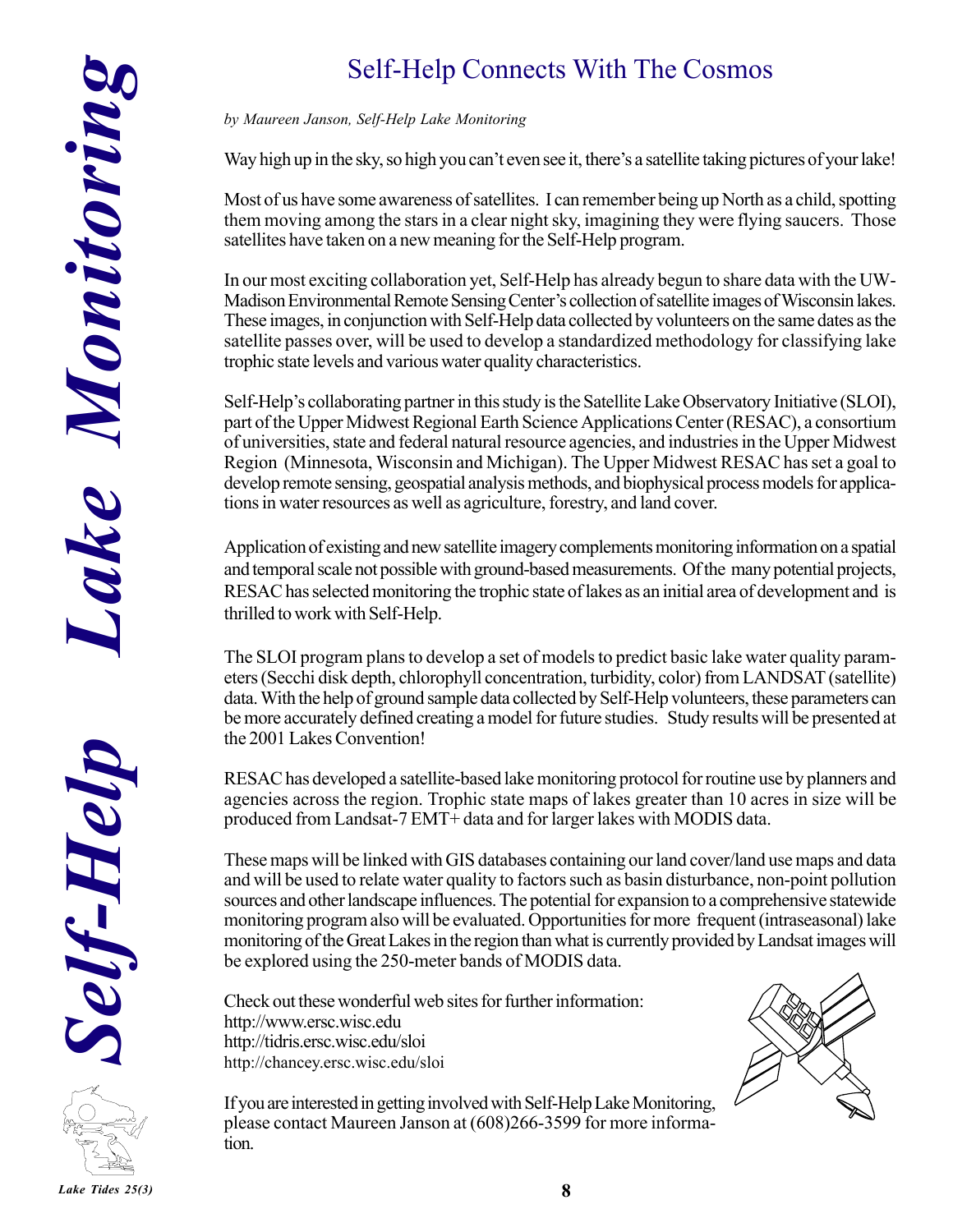# Self-Help Connects With The Cosmos

*by Maureen Janson, Self-Help Lake Monitoring*

Way high up in the sky, so high you can't even see it, there's a satellite taking pictures of your lake!

Most of us have some awareness of satellites. I can remember being up North as a child, spotting them moving among the stars in a clear night sky, imagining they were flying saucers. Those satellites have taken on a new meaning for the Self-Help program.

In our most exciting collaboration yet, Self-Help has already begun to share data with the UW-Madison Environmental Remote Sensing Center's collection of satellite images of Wisconsin lakes. These images, in conjunction with Self-Help data collected by volunteers on the same dates as the satellite passes over, will be used to develop a standardized methodology for classifying lake trophic state levels and various water quality characteristics.

Self-Help's collaborating partner in this study is the Satellite Lake Observatory Initiative (SLOI), part of the Upper Midwest Regional Earth Science Applications Center (RESAC), a consortium of universities, state and federal natural resource agencies, and industries in the Upper Midwest Region (Minnesota, Wisconsin and Michigan). The Upper Midwest RESAC has set a goal to develop remote sensing, geospatial analysis methods, and biophysical process models for applications in water resources as well as agriculture, forestry, and land cover.

Application of existing and new satellite imagery complements monitoring information on a spatial and temporal scale not possible with ground-based measurements. Of the many potential projects, RESAC has selected monitoring the trophic state of lakes as an initial area of development and is thrilled to work with Self-Help.

The SLOI program plans to develop a set of models to predict basic lake water quality parameters (Secchi disk depth, chlorophyll concentration, turbidity, color) from LANDSAT (satellite) data. With the help of ground sample data collected by Self-Help volunteers, these parameters can be more accurately defined creating a model for future studies. Study results will be presented at the 2001 Lakes Convention!

RESAC has developed a satellite-based lake monitoring protocol for routine use by planners and agencies across the region. Trophic state maps of lakes greater than 10 acres in size will be produced from Landsat-7 EMT+ data and for larger lakes with MODIS data.

These maps will be linked with GIS databases containing our land cover/land use maps and data and will be used to relate water quality to factors such as basin disturbance, non-point pollution sources and other landscape influences. The potential for expansion to a comprehensive statewide monitoring program also will be evaluated. Opportunities for more frequent (intraseasonal) lake monitoring of the Great Lakes in the region than what is currently provided by Landsat images will be explored using the 250-meter bands of MODIS data.

Check out these wonderful web sites for further information:
http://www.ersc.wisc.edu
http://tidris.ersc.wisc.edu/sloi
http://chancey.ersc.wisc.edu/sloi

If you are interested in getting involved with Self-Help Lake Monitoring, please contact Maureen Janson at (608)266-3599 for more information.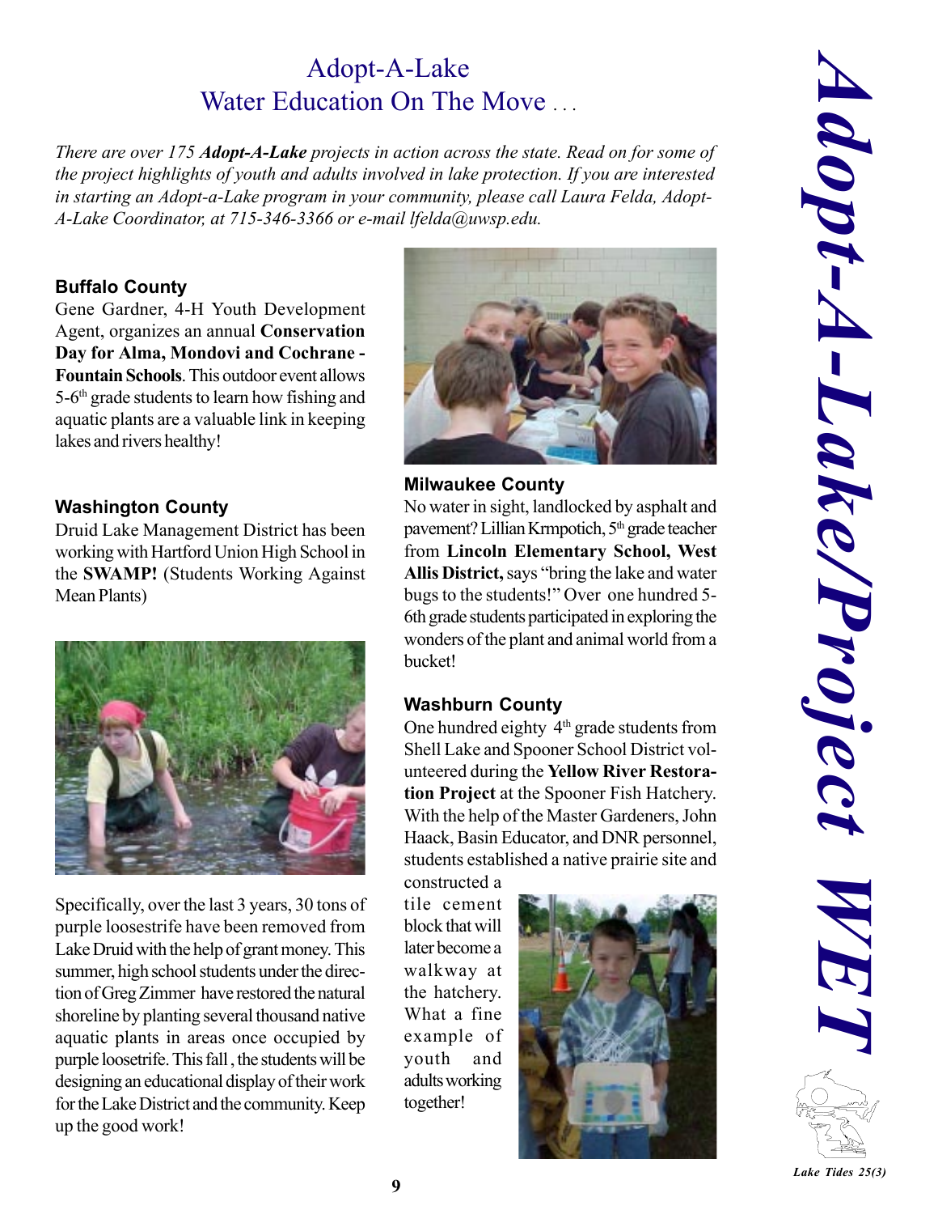# Adopt-A-Lake
## Water Education On The Move . . .

*There are over 175 **Adopt-A-Lake** projects in action across the state. Read on for some of the project highlights of youth and adults involved in lake protection. If you are interested in starting an Adopt-a-Lake program in your community, please call Laura Felda, Adopt-A-Lake Coordinator, at 715-346-3366 or e-mail lfelda@uwsp.edu.*

### Buffalo County

Gene Gardner, 4-H Youth Development Agent, organizes an annual **Conservation Day for Alma, Mondovi and Cochrane - Fountain Schools**. This outdoor event allows 5-6th grade students to learn how fishing and aquatic plants are a valuable link in keeping lakes and rivers healthy!

### Washington County

Druid Lake Management District has been working with Hartford Union High School in the **SWAMP!** (Students Working Against Mean Plants)

Specifically, over the last 3 years, 30 tons of purple loosestrife have been removed from Lake Druid with the help of grant money. This summer, high school students under the direction of Greg Zimmer have restored the natural shoreline by planting several thousand native aquatic plants in areas once occupied by purple loosetrife. This fall , the students will be designing an educational display of their work for the Lake District and the community. Keep up the good work!

### Milwaukee County

No water in sight, landlocked by asphalt and pavement? Lillian Krmpotich, 5th grade teacher from **Lincoln Elementary School, West Allis District,** says "bring the lake and water bugs to the students!" Over one hundred 5-6th grade students participated in exploring the wonders of the plant and animal world from a bucket!

### Washburn County

One hundred eighty 4th grade students from Shell Lake and Spooner School District volunteered during the **Yellow River Restoration Project** at the Spooner Fish Hatchery. With the help of the Master Gardeners, John Haack, Basin Educator, and DNR personnel, students established a native prairie site and constructed a tile cement block that will later become a walkway at the hatchery. What a fine example of youth and adults working together!

*Adopt-A-Lake/Project WET*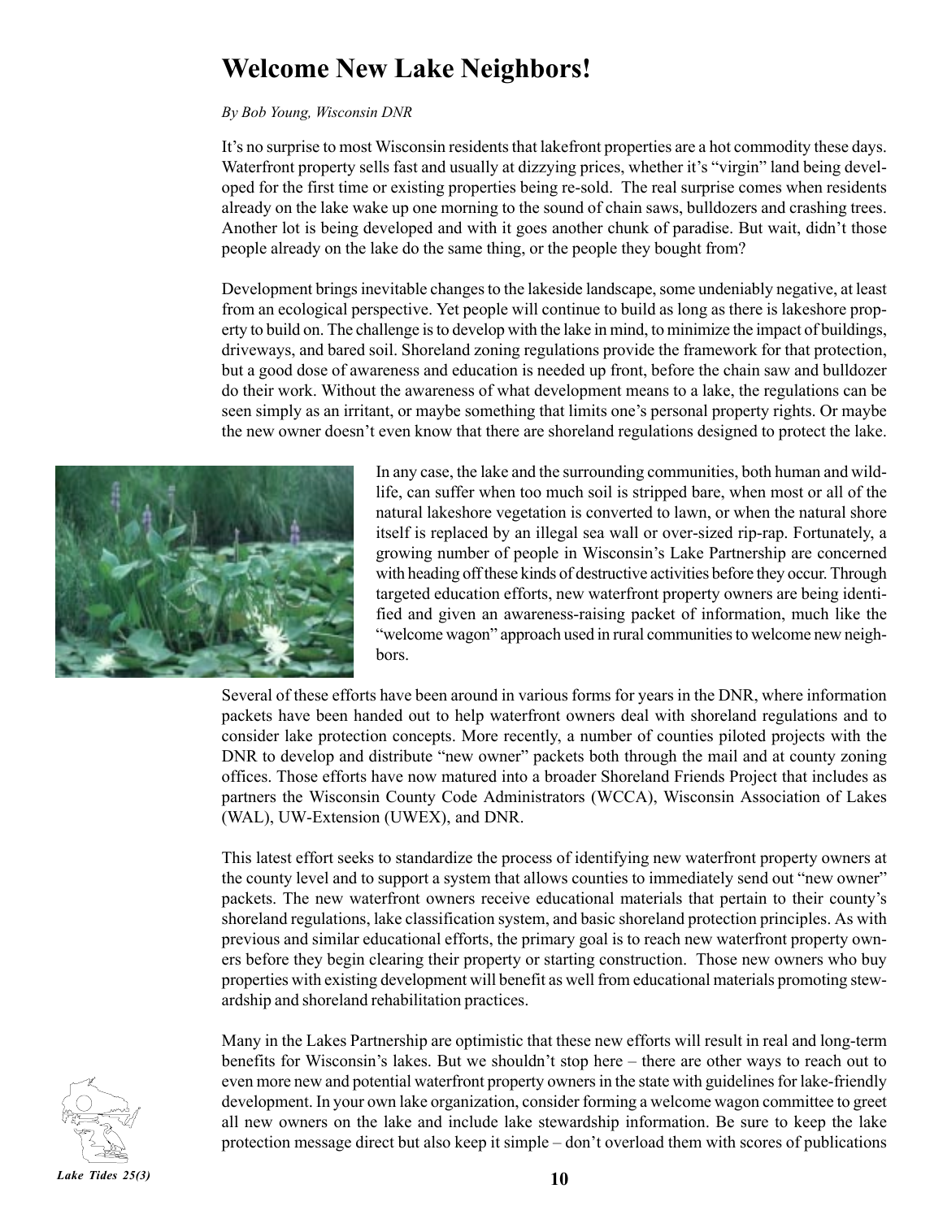# Welcome New Lake Neighbors!

*By Bob Young, Wisconsin DNR*

It's no surprise to most Wisconsin residents that lakefront properties are a hot commodity these days. Waterfront property sells fast and usually at dizzying prices, whether it's "virgin" land being developed for the first time or existing properties being re-sold. The real surprise comes when residents already on the lake wake up one morning to the sound of chain saws, bulldozers and crashing trees. Another lot is being developed and with it goes another chunk of paradise. But wait, didn't those people already on the lake do the same thing, or the people they bought from?

Development brings inevitable changes to the lakeside landscape, some undeniably negative, at least from an ecological perspective. Yet people will continue to build as long as there is lakeshore property to build on. The challenge is to develop with the lake in mind, to minimize the impact of buildings, driveways, and bared soil. Shoreland zoning regulations provide the framework for that protection, but a good dose of awareness and education is needed up front, before the chain saw and bulldozer do their work. Without the awareness of what development means to a lake, the regulations can be seen simply as an irritant, or maybe something that limits one's personal property rights. Or maybe the new owner doesn't even know that there are shoreland regulations designed to protect the lake.

In any case, the lake and the surrounding communities, both human and wildlife, can suffer when too much soil is stripped bare, when most or all of the natural lakeshore vegetation is converted to lawn, or when the natural shore itself is replaced by an illegal sea wall or over-sized rip-rap. Fortunately, a growing number of people in Wisconsin's Lake Partnership are concerned with heading off these kinds of destructive activities before they occur. Through targeted education efforts, new waterfront property owners are being identified and given an awareness-raising packet of information, much like the "welcome wagon" approach used in rural communities to welcome new neighbors.

Several of these efforts have been around in various forms for years in the DNR, where information packets have been handed out to help waterfront owners deal with shoreland regulations and to consider lake protection concepts. More recently, a number of counties piloted projects with the DNR to develop and distribute "new owner" packets both through the mail and at county zoning offices. Those efforts have now matured into a broader Shoreland Friends Project that includes as partners the Wisconsin County Code Administrators (WCCA), Wisconsin Association of Lakes (WAL), UW-Extension (UWEX), and DNR.

This latest effort seeks to standardize the process of identifying new waterfront property owners at the county level and to support a system that allows counties to immediately send out "new owner" packets. The new waterfront owners receive educational materials that pertain to their county's shoreland regulations, lake classification system, and basic shoreland protection principles. As with previous and similar educational efforts, the primary goal is to reach new waterfront property owners before they begin clearing their property or starting construction. Those new owners who buy properties with existing development will benefit as well from educational materials promoting stewardship and shoreland rehabilitation practices.

Many in the Lakes Partnership are optimistic that these new efforts will result in real and long-term benefits for Wisconsin's lakes. But we shouldn't stop here – there are other ways to reach out to even more new and potential waterfront property owners in the state with guidelines for lake-friendly development. In your own lake organization, consider forming a welcome wagon committee to greet all new owners on the lake and include lake stewardship information. Be sure to keep the lake protection message direct but also keep it simple – don't overload them with scores of publications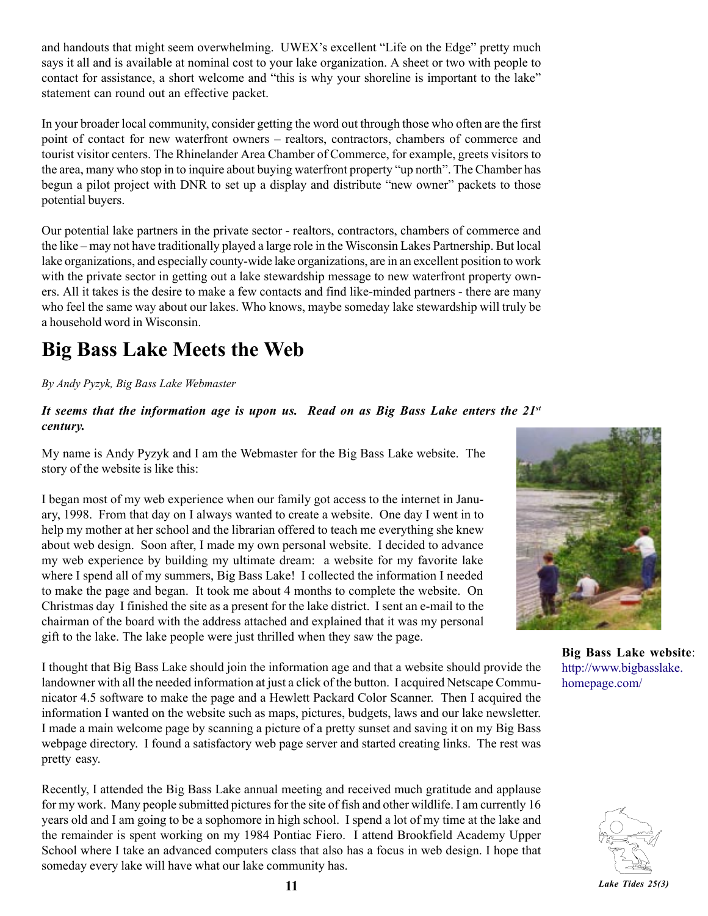and handouts that might seem overwhelming. UWEX's excellent "Life on the Edge" pretty much says it all and is available at nominal cost to your lake organization. A sheet or two with people to contact for assistance, a short welcome and "this is why your shoreline is important to the lake" statement can round out an effective packet.

In your broader local community, consider getting the word out through those who often are the first point of contact for new waterfront owners – realtors, contractors, chambers of commerce and tourist visitor centers. The Rhinelander Area Chamber of Commerce, for example, greets visitors to the area, many who stop in to inquire about buying waterfront property "up north". The Chamber has begun a pilot project with DNR to set up a display and distribute "new owner" packets to those potential buyers.

Our potential lake partners in the private sector - realtors, contractors, chambers of commerce and the like – may not have traditionally played a large role in the Wisconsin Lakes Partnership. But local lake organizations, and especially county-wide lake organizations, are in an excellent position to work with the private sector in getting out a lake stewardship message to new waterfront property owners. All it takes is the desire to make a few contacts and find like-minded partners - there are many who feel the same way about our lakes. Who knows, maybe someday lake stewardship will truly be a household word in Wisconsin.

# Big Bass Lake Meets the Web

*By Andy Pyzyk, Big Bass Lake Webmaster*

***It seems that the information age is upon us. Read on as Big Bass Lake enters the 21st century.***

My name is Andy Pyzyk and I am the Webmaster for the Big Bass Lake website. The story of the website is like this:

I began most of my web experience when our family got access to the internet in January, 1998. From that day on I always wanted to create a website. One day I went in to help my mother at her school and the librarian offered to teach me everything she knew about web design. Soon after, I made my own personal website. I decided to advance my web experience by building my ultimate dream: a website for my favorite lake where I spend all of my summers, Big Bass Lake! I collected the information I needed to make the page and began. It took me about 4 months to complete the website. On Christmas day I finished the site as a present for the lake district. I sent an e-mail to the chairman of the board with the address attached and explained that it was my personal gift to the lake. The lake people were just thrilled when they saw the page.

**Big Bass Lake website**: http://www.bigbasslake.homepage.com/

I thought that Big Bass Lake should join the information age and that a website should provide the landowner with all the needed information at just a click of the button. I acquired Netscape Communicator 4.5 software to make the page and a Hewlett Packard Color Scanner. Then I acquired the information I wanted on the website such as maps, pictures, budgets, laws and our lake newsletter. I made a main welcome page by scanning a picture of a pretty sunset and saving it on my Big Bass webpage directory. I found a satisfactory web page server and started creating links. The rest was pretty easy.

Recently, I attended the Big Bass Lake annual meeting and received much gratitude and applause for my work. Many people submitted pictures for the site of fish and other wildlife. I am currently 16 years old and I am going to be a sophomore in high school. I spend a lot of my time at the lake and the remainder is spent working on my 1984 Pontiac Fiero. I attend Brookfield Academy Upper School where I take an advanced computers class that also has a focus in web design. I hope that someday every lake will have what our lake community has.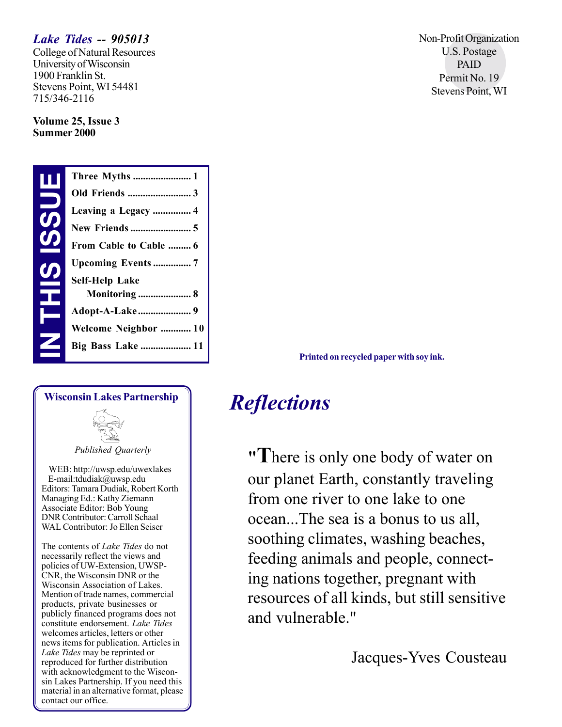*Lake Tides* -- *905013*
College of Natural Resources
University of Wisconsin
1900 Franklin St.
Stevens Point, WI 54481
715/346-2116

**Volume 25, Issue 3**
**Summer 2000**

Non-Profit Organization
U.S. Postage
PAID
Permit No. 19
Stevens Point, WI

## IN THIS ISSUE

**Three Myths ...................... 1**
**Old Friends ......................... 3**
**Leaving a Legacy ............... 4**
**New Friends ........................ 5**
**From Cable to Cable ......... 6**
**Upcoming Events ............... 7**
**Self-Help Lake Monitoring ..................... 8**
**Adopt-A-Lake ..................... 9**
**Welcome Neighbor ........... 10**
**Big Bass Lake .................... 11**

**Printed on recycled paper with soy ink.**

**Wisconsin Lakes Partnership**

*Published Quarterly*

WEB: http://uwsp.edu/uwexlakes
E-mail:tdudiak@uwsp.edu
Editors: Tamara Dudiak, Robert Korth
Managing Ed.: Kathy Ziemann
Associate Editor: Bob Young
DNR Contributor: Carroll Schaal
WAL Contributor: Jo Ellen Seiser

The contents of *Lake Tides* do not necessarily reflect the views and policies of UW-Extension, UWSP-CNR, the Wisconsin DNR or the Wisconsin Association of Lakes. Mention of trade names, commercial products, private businesses or publicly financed programs does not constitute endorsement. *Lake Tides* welcomes articles, letters or other news items for publication. Articles in *Lake Tides* may be reprinted or reproduced for further distribution with acknowledgment to the Wisconsin Lakes Partnership. If you need this material in an alternative format, please contact our office.

# *Reflections*

"There is only one body of water on our planet Earth, constantly traveling from one river to one lake to one ocean...The sea is a bonus to us all, soothing climates, washing beaches, feeding animals and people, connecting nations together, pregnant with resources of all kinds, but still sensitive and vulnerable."

Jacques-Yves Cousteau